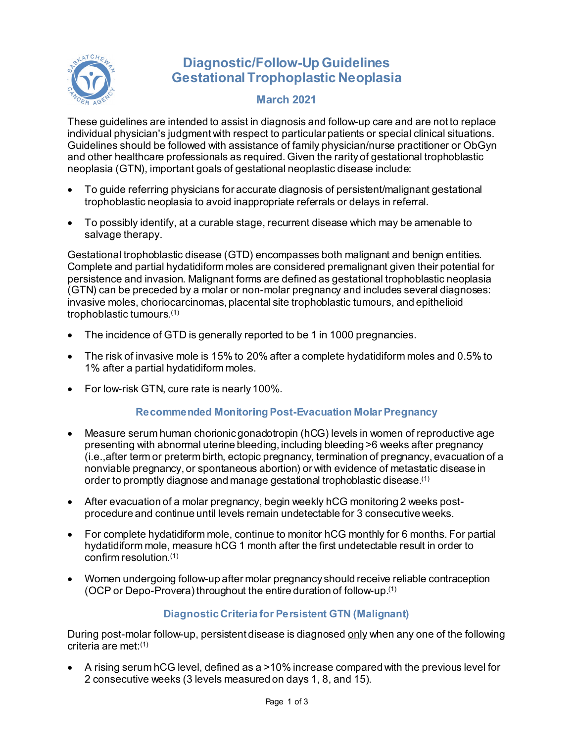# Diagnostic/Follow-Up Guidelines
# Gestational Trophoplastic Neoplasia

## March 2021

These guidelines are intended to assist in diagnosis and follow-up care and are not to replace individual physician's judgment with respect to particular patients or special clinical situations. Guidelines should be followed with assistance of family physician/nurse practitioner or ObGyn and other healthcare professionals as required. Given the rarity of gestational trophoblastic neoplasia (GTN), important goals of gestational neoplastic disease include:

- To guide referring physicians for accurate diagnosis of persistent/malignant gestational trophoblastic neoplasia to avoid inappropriate referrals or delays in referral.
- To possibly identify, at a curable stage, recurrent disease which may be amenable to salvage therapy.

Gestational trophoblastic disease (GTD) encompasses both malignant and benign entities. Complete and partial hydatidiform moles are considered premalignant given their potential for persistence and invasion. Malignant forms are defined as gestational trophoblastic neoplasia (GTN) can be preceded by a molar or non-molar pregnancy and includes several diagnoses: invasive moles, choriocarcinomas, placental site trophoblastic tumours, and epithelioid trophoblastic tumours.[1]

- The incidence of GTD is generally reported to be 1 in 1000 pregnancies.
- The risk of invasive mole is 15% to 20% after a complete hydatidiform moles and 0.5% to 1% after a partial hydatidiform moles.
- For low-risk GTN, cure rate is nearly 100%.

### Recommended Monitoring Post-Evacuation Molar Pregnancy

- Measure serum human chorionic gonadotropin (hCG) levels in women of reproductive age presenting with abnormal uterine bleeding, including bleeding >6 weeks after pregnancy (i.e.,after term or preterm birth, ectopic pregnancy, termination of pregnancy, evacuation of a nonviable pregnancy, or spontaneous abortion) or with evidence of metastatic disease in order to promptly diagnose and manage gestational trophoblastic disease.[1]
- After evacuation of a molar pregnancy, begin weekly hCG monitoring 2 weeks post-procedure and continue until levels remain undetectable for 3 consecutive weeks.
- For complete hydatidiform mole, continue to monitor hCG monthly for 6 months. For partial hydatidiform mole, measure hCG 1 month after the first undetectable result in order to confirm resolution.[1]
- Women undergoing follow-up after molar pregnancy should receive reliable contraception (OCP or Depo-Provera) throughout the entire duration of follow-up.[1]

### Diagnostic Criteria for Persistent GTN (Malignant)

During post-molar follow-up, persistent disease is diagnosed only when any one of the following criteria are met:[1]

- A rising serum hCG level, defined as a >10% increase compared with the previous level for 2 consecutive weeks (3 levels measured on days 1, 8, and 15).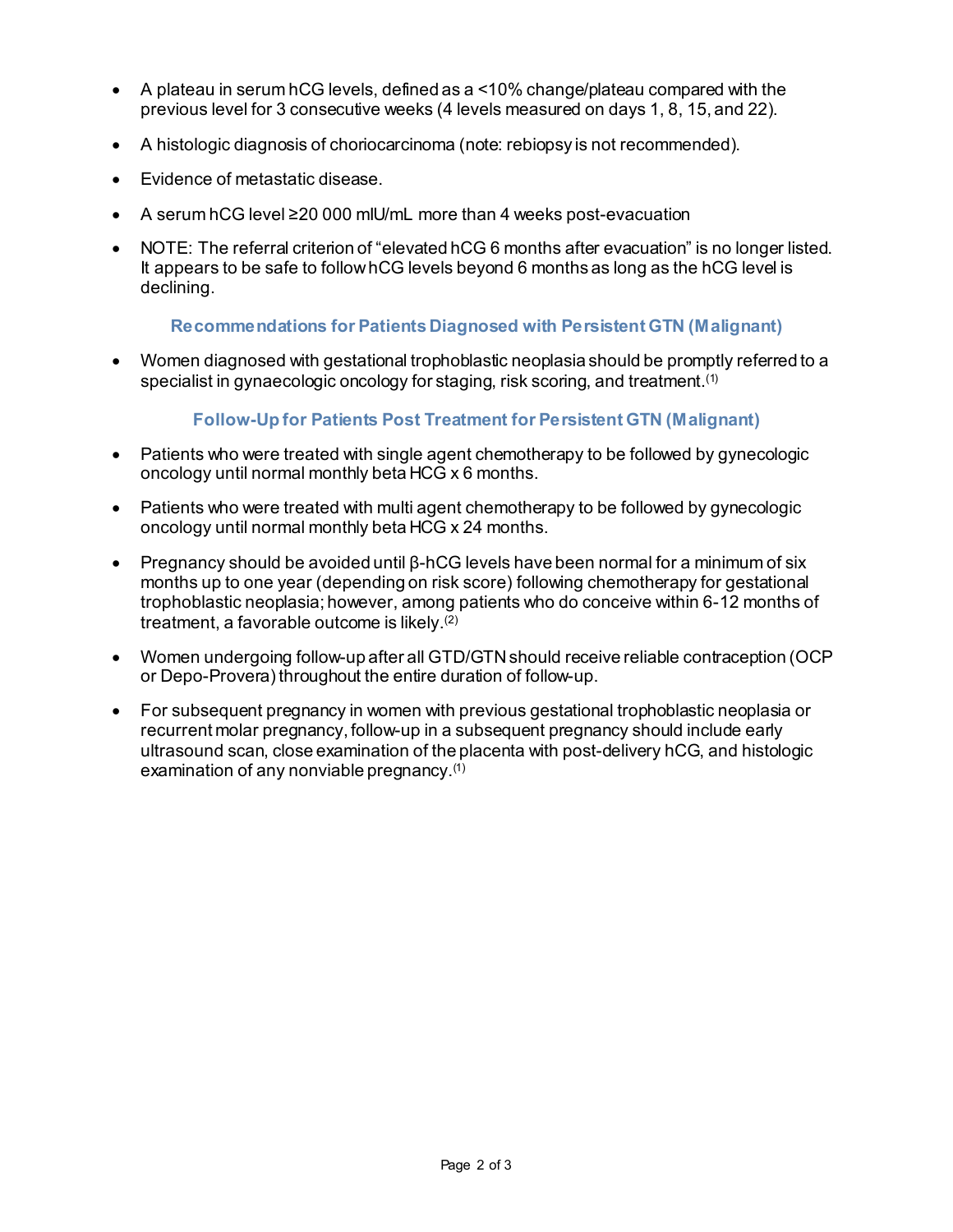- A plateau in serum hCG levels, defined as a <10% change/plateau compared with the previous level for 3 consecutive weeks (4 levels measured on days 1, 8, 15, and 22).
- A histologic diagnosis of choriocarcinoma (note: rebiopsy is not recommended).
- Evidence of metastatic disease.
- A serum hCG level ≥20 000 mIU/mL more than 4 weeks post-evacuation
- NOTE: The referral criterion of "elevated hCG 6 months after evacuation" is no longer listed. It appears to be safe to follow hCG levels beyond 6 months as long as the hCG level is declining.

### Recommendations for Patients Diagnosed with Persistent GTN (Malignant)

- Women diagnosed with gestational trophoblastic neoplasia should be promptly referred to a specialist in gynaecologic oncology for staging, risk scoring, and treatment.[1]

### Follow-Up for Patients Post Treatment for Persistent GTN (Malignant)

- Patients who were treated with single agent chemotherapy to be followed by gynecologic oncology until normal monthly beta HCG x 6 months.
- Patients who were treated with multi agent chemotherapy to be followed by gynecologic oncology until normal monthly beta HCG x 24 months.
- Pregnancy should be avoided until β-hCG levels have been normal for a minimum of six months up to one year (depending on risk score) following chemotherapy for gestational trophoblastic neoplasia; however, among patients who do conceive within 6-12 months of treatment, a favorable outcome is likely.[2]
- Women undergoing follow-up after all GTD/GTN should receive reliable contraception (OCP or Depo-Provera) throughout the entire duration of follow-up.
- For subsequent pregnancy in women with previous gestational trophoblastic neoplasia or recurrent molar pregnancy, follow-up in a subsequent pregnancy should include early ultrasound scan, close examination of the placenta with post-delivery hCG, and histologic examination of any nonviable pregnancy.[1]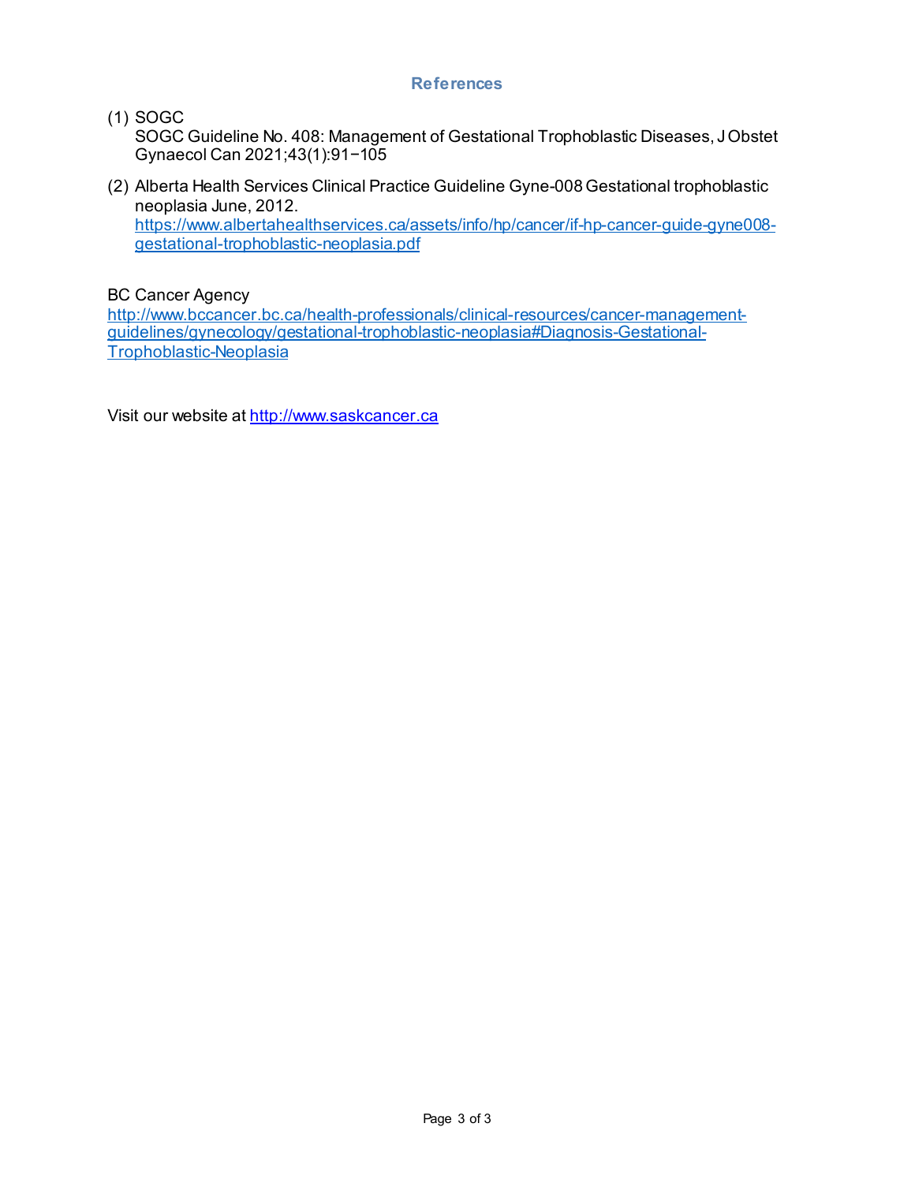## References

(1) SOGC
SOGC Guideline No. 408: Management of Gestational Trophoblastic Diseases, J Obstet Gynaecol Can 2021;43(1):91−105

(2) Alberta Health Services Clinical Practice Guideline Gyne-008 Gestational trophoblastic neoplasia June, 2012.
https://www.albertahealthservices.ca/assets/info/hp/cancer/if-hp-cancer-guide-gyne008-gestational-trophoblastic-neoplasia.pdf

BC Cancer Agency
http://www.bccancer.bc.ca/health-professionals/clinical-resources/cancer-management-guidelines/gynecology/gestational-trophoblastic-neoplasia#Diagnosis-Gestational-Trophoblastic-Neoplasia

Visit our website at http://www.saskcancer.ca